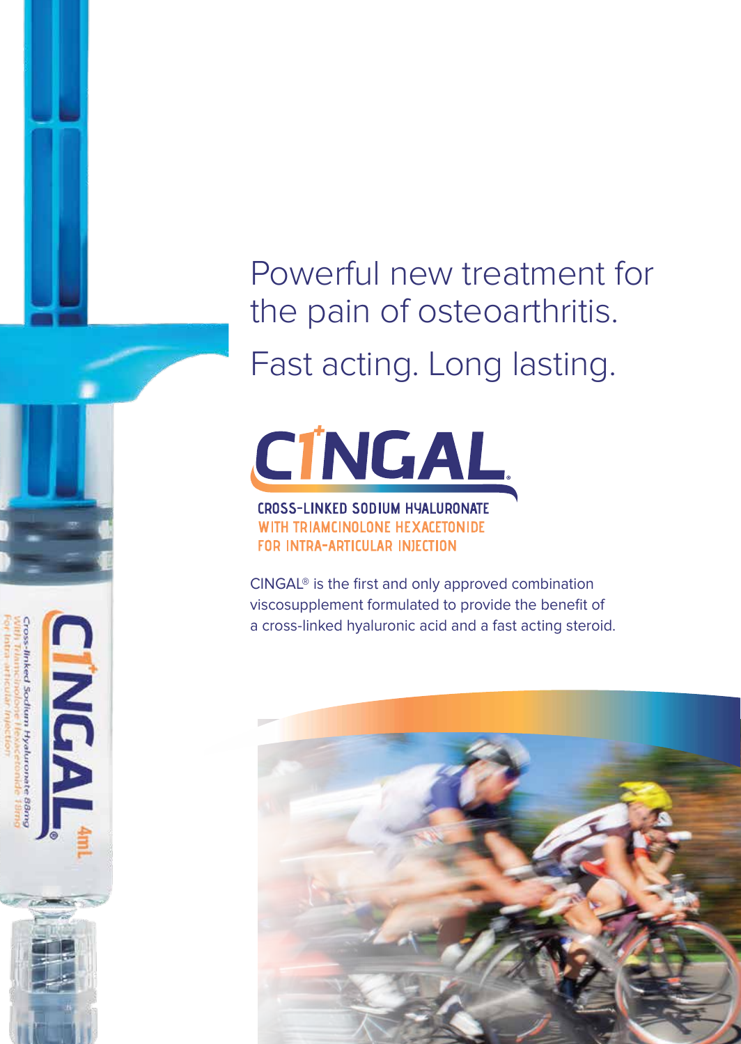# Powerful new treatment for the pain of osteoarthritis.

## Fast acting. Long lasting.

**CINGAL®**

CROSS-LINKED SODIUM HYALURONATE
WITH TRIAMCINOLONE HEXACETONIDE
FOR INTRA-ARTICULAR INJECTION

CINGAL® is the first and only approved combination viscosupplement formulated to provide the benefit of a cross-linked hyaluronic acid and a fast acting steroid.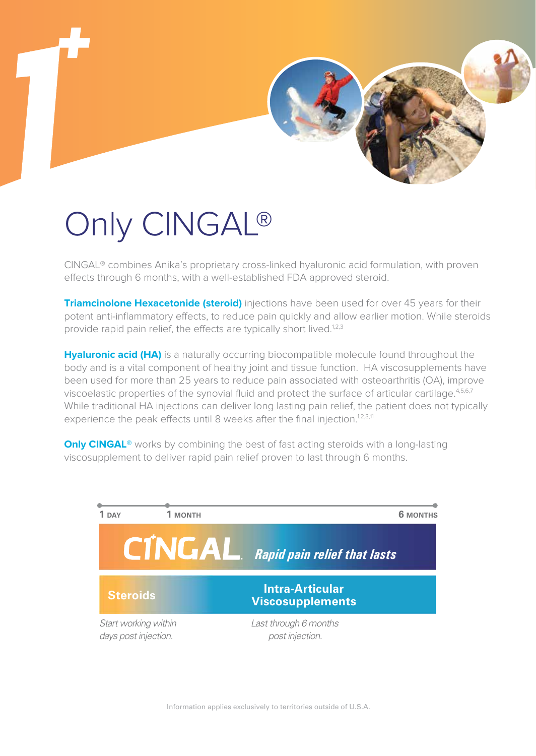# Only CINGAL®

CINGAL® combines Anika's proprietary cross-linked hyaluronic acid formulation, with proven effects through 6 months, with a well-established FDA approved steroid.

**Triamcinolone Hexacetonide (steroid)** injections have been used for over 45 years for their potent anti-inflammatory effects, to reduce pain quickly and allow earlier motion. While steroids provide rapid pain relief, the effects are typically short lived.[1,2,3]

**Hyaluronic acid (HA)** is a naturally occurring biocompatible molecule found throughout the body and is a vital component of healthy joint and tissue function. HA viscosupplements have been used for more than 25 years to reduce pain associated with osteoarthritis (OA), improve viscoelastic properties of the synovial fluid and protect the surface of articular cartilage.[4,5,6,7] While traditional HA injections can deliver long lasting pain relief, the patient does not typically experience the peak effects until 8 weeks after the final injection.[1,2,3,11]

**Only CINGAL®** works by combining the best of fast acting steroids with a long-lasting viscosupplement to deliver rapid pain relief proven to last through 6 months.

1 DAY — 1 MONTH — 6 MONTHS

**CINGAL.** *Rapid pain relief that lasts*

| Steroids | Intra-Articular Viscosupplements |
| --- | --- |
| *Start working within days post injection.* | *Last through 6 months post injection.* |

Information applies exclusively to territories outside of U.S.A.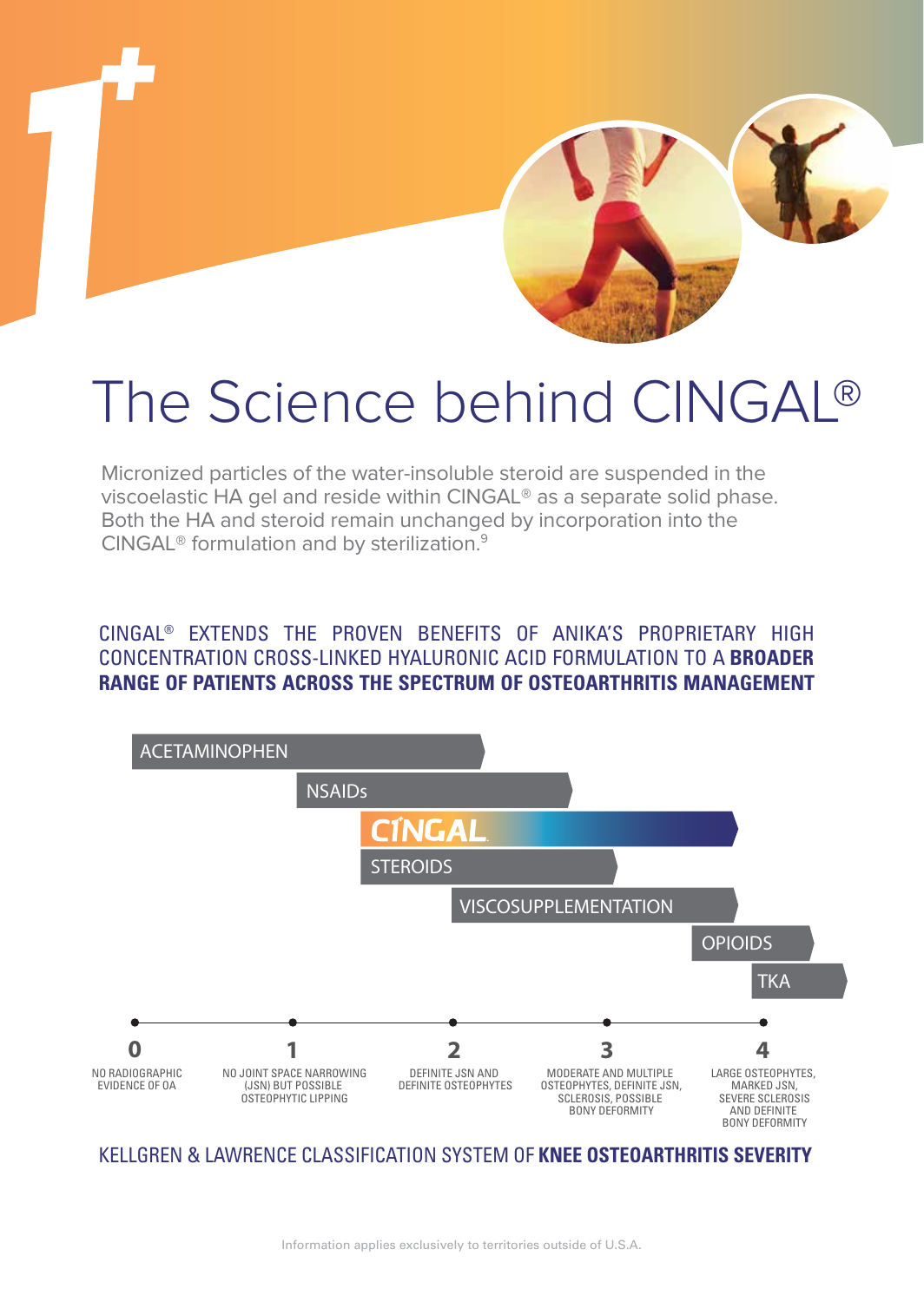# The Science behind CINGAL®

Micronized particles of the water-insoluble steroid are suspended in the viscoelastic HA gel and reside within CINGAL® as a separate solid phase. Both the HA and steroid remain unchanged by incorporation into the CINGAL® formulation and by sterilization.[9]

CINGAL® EXTENDS THE PROVEN BENEFITS OF ANIKA'S PROPRIETARY HIGH CONCENTRATION CROSS-LINKED HYALURONIC ACID FORMULATION TO A **BROADER RANGE OF PATIENTS ACROSS THE SPECTRUM OF OSTEOARTHRITIS MANAGEMENT**

ACETAMINOPHEN

NSAIDs

CINGAL

STEROIDS

VISCOSUPPLEMENTATION

OPIOIDS

TKA

| 0 | 1 | 2 | 3 | 4 |
|---|---|---|---|---|
| NO RADIOGRAPHIC EVIDENCE OF OA | NO JOINT SPACE NARROWING (JSN) BUT POSSIBLE OSTEOPHYTIC LIPPING | DEFINITE JSN AND DEFINITE OSTEOPHYTES | MODERATE AND MULTIPLE OSTEOPHYTES, DEFINITE JSN, SCLEROSIS, POSSIBLE BONY DEFORMITY | LARGE OSTEOPHYTES, MARKED JSN, SEVERE SCLEROSIS AND DEFINITE BONY DEFORMITY |

KELLGREN & LAWRENCE CLASSIFICATION SYSTEM OF **KNEE OSTEOARTHRITIS SEVERITY**

Information applies exclusively to territories outside of U.S.A.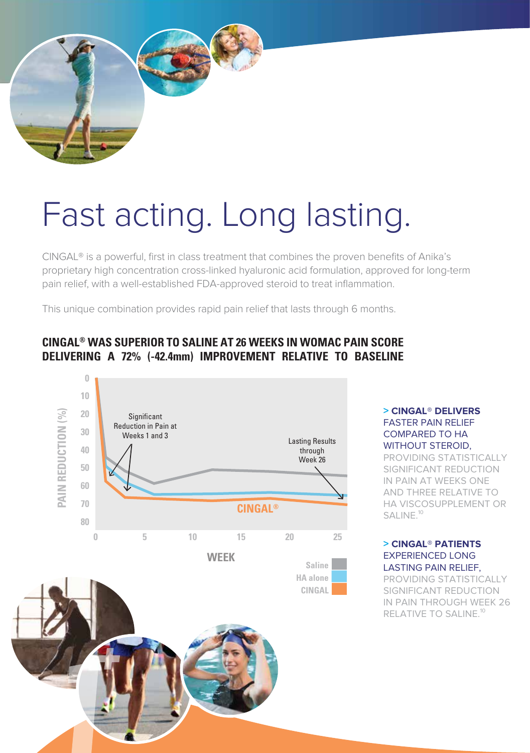# Fast acting. Long lasting.

CINGAL® is a powerful, first in class treatment that combines the proven benefits of Anika's proprietary high concentration cross-linked hyaluronic acid formulation, approved for long-term pain relief, with a well-established FDA-approved steroid to treat inflammation.

This unique combination provides rapid pain relief that lasts through 6 months.

## CINGAL® WAS SUPERIOR TO SALINE AT 26 WEEKS IN WOMAC PAIN SCORE DELIVERING A 72% (-42.4mm) IMPROVEMENT RELATIVE TO BASELINE

PAIN REDUCTION (%)

0, 10, 20, 30, 40, 50, 60, 70, 80

Significant Reduction in Pain at Weeks 1 and 3

Lasting Results through Week 26

CINGAL®

0, 5, 10, 15, 20, 25

WEEK

Saline
HA alone
CINGAL

**> CINGAL® DELIVERS FASTER PAIN RELIEF COMPARED TO HA WITHOUT STEROID,** PROVIDING STATISTICALLY SIGNIFICANT REDUCTION IN PAIN AT WEEKS ONE AND THREE RELATIVE TO HA VISCOSUPPLEMENT OR SALINE.[10]

**> CINGAL® PATIENTS EXPERIENCED LONG LASTING PAIN RELIEF,** PROVIDING STATISTICALLY SIGNIFICANT REDUCTION IN PAIN THROUGH WEEK 26 RELATIVE TO SALINE.[10]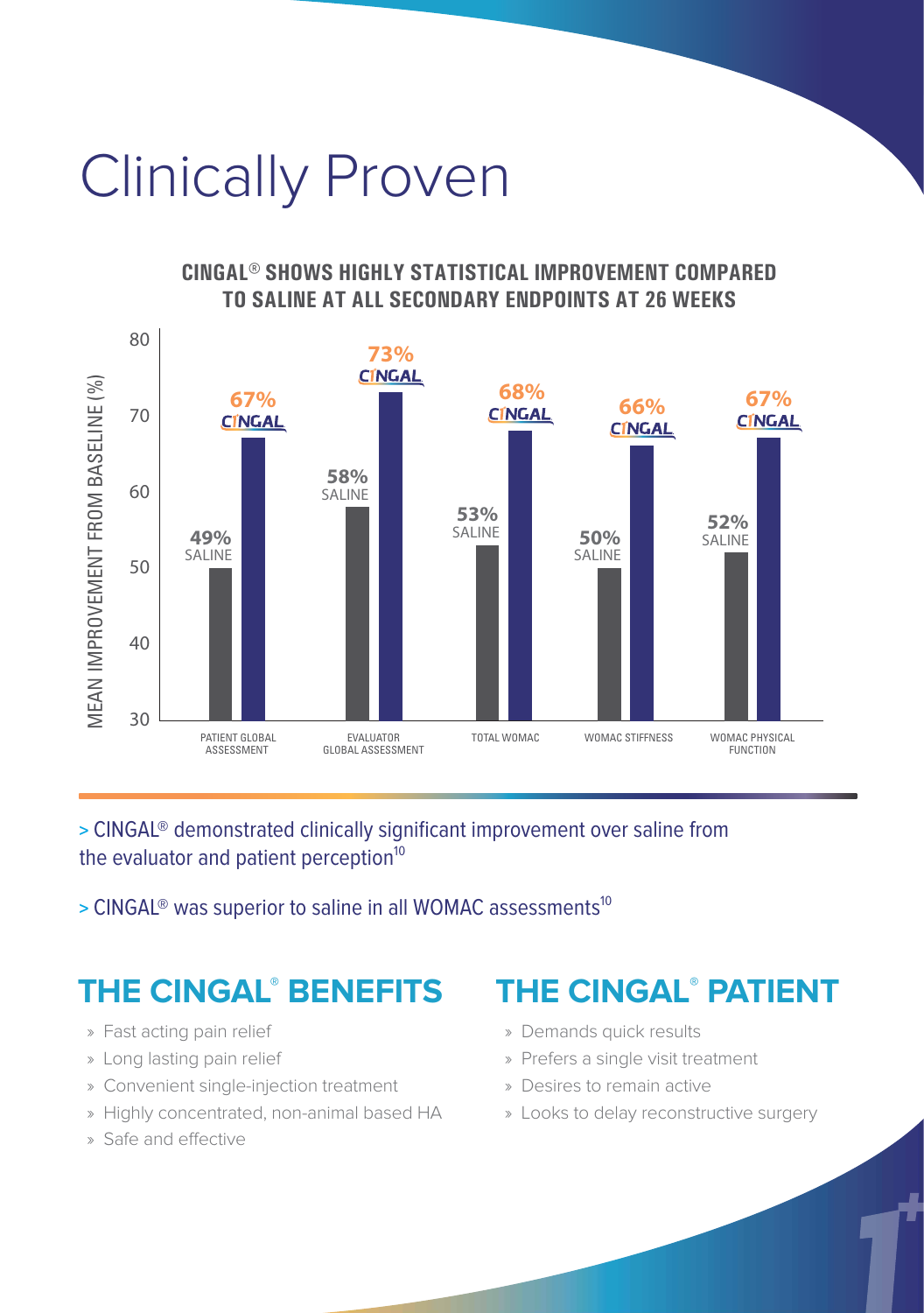# Clinically Proven

**CINGAL® SHOWS HIGHLY STATISTICAL IMPROVEMENT COMPARED TO SALINE AT ALL SECONDARY ENDPOINTS AT 26 WEEKS**

| Endpoint | SALINE | CINGAL |
|---|---|---|
| PATIENT GLOBAL ASSESSMENT | 49% | 67% |
| EVALUATOR GLOBAL ASSESSMENT | 58% | 73% |
| TOTAL WOMAC | 53% | 68% |
| WOMAC STIFFNESS | 50% | 66% |
| WOMAC PHYSICAL FUNCTION | 52% | 67% |

MEAN IMPROVEMENT FROM BASELINE (%)

> CINGAL® demonstrated clinically significant improvement over saline from the evaluator and patient perception[10]

> CINGAL® was superior to saline in all WOMAC assessments[10]

## THE CINGAL® BENEFITS

- Fast acting pain relief
- Long lasting pain relief
- Convenient single-injection treatment
- Highly concentrated, non-animal based HA
- Safe and effective

## THE CINGAL® PATIENT

- Demands quick results
- Prefers a single visit treatment
- Desires to remain active
- Looks to delay reconstructive surgery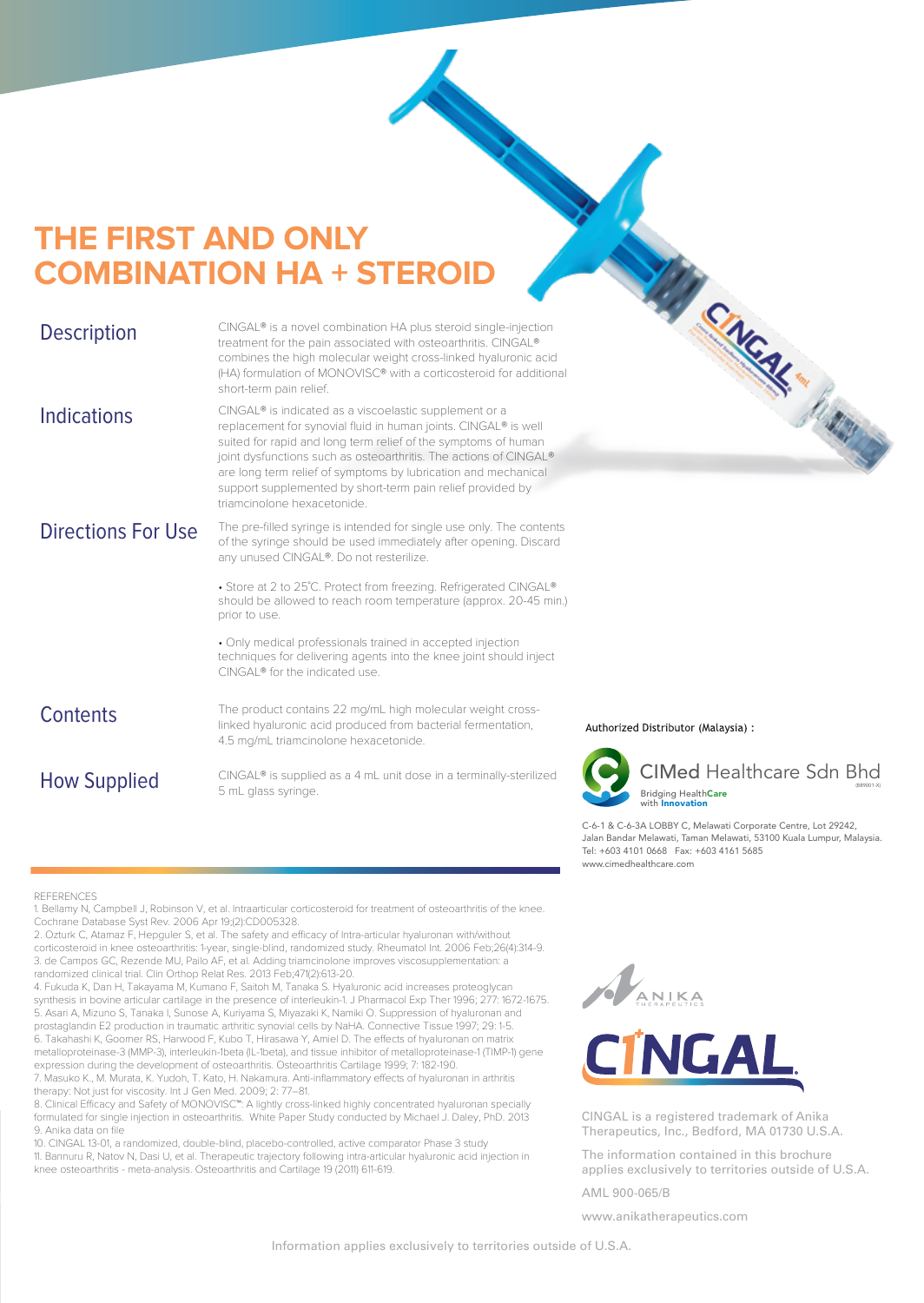# THE FIRST AND ONLY COMBINATION HA + STEROID

## Description

CINGAL® is a novel combination HA plus steroid single-injection treatment for the pain associated with osteoarthritis. CINGAL® combines the high molecular weight cross-linked hyaluronic acid (HA) formulation of MONOVISC® with a corticosteroid for additional short-term pain relief.

## Indications

CINGAL® is indicated as a viscoelastic supplement or a replacement for synovial fluid in human joints. CINGAL® is well suited for rapid and long term relief of the symptoms of human joint dysfunctions such as osteoarthritis. The actions of CINGAL® are long term relief of symptoms by lubrication and mechanical support supplemented by short-term pain relief provided by triamcinolone hexacetonide.

## Directions For Use

The pre-filled syringe is intended for single use only. The contents of the syringe should be used immediately after opening. Discard any unused CINGAL®. Do not resterilize.

- Store at 2 to 25˚C. Protect from freezing. Refrigerated CINGAL® should be allowed to reach room temperature (approx. 20-45 min.) prior to use.

- Only medical professionals trained in accepted injection techniques for delivering agents into the knee joint should inject CINGAL® for the indicated use.

## Contents

The product contains 22 mg/mL high molecular weight cross-linked hyaluronic acid produced from bacterial fermentation, 4.5 mg/mL triamcinolone hexacetonide.

## How Supplied

CINGAL® is supplied as a 4 mL unit dose in a terminally-sterilized 5 mL glass syringe.

Authorized Distributor (Malaysia) :

CIMed Healthcare Sdn Bhd (889001-X)

Bridging HealthCare with Innovation

C-6-1 & C-6-3A LOBBY C, Melawati Corporate Centre, Lot 29242, Jalan Bandar Melawati, Taman Melawati, 53100 Kuala Lumpur, Malaysia.
Tel: +603 4101 0668 Fax: +603 4161 5685
www.cimedhealthcare.com

REFERENCES

1. Bellamy N, Campbell J, Robinson V, et al. Intraarticular corticosteroid for treatment of osteoarthritis of the knee. Cochrane Database Syst Rev. 2006 Apr 19;(2):CD005328.
2. Ozturk C, Atamaz F, Hepguler S, et al. The safety and efficacy of Intra-articular hyaluronan with/without corticosteroid in knee osteoarthritis: 1-year, single-blind, randomized study. Rheumatol Int. 2006 Feb;26(4):314-9.
3. de Campos GC, Rezende MU, Pailo AF, et al. Adding triamcinolone improves viscosupplementation: a randomized clinical trial. Clin Orthop Relat Res. 2013 Feb;471(2):613-20.
4. Fukuda K, Dan H, Takayama M, Kumano F, Saitoh M, Tanaka S. Hyaluronic acid increases proteoglycan synthesis in bovine articular cartilage in the presence of interleukin-1. J Pharmacol Exp Ther 1996; 277: 1672-1675.
5. Asari A, Mizuno S, Tanaka I, Sunose A, Kuriyama S, Miyazaki K, Namiki O. Suppression of hyaluronan and prostaglandin E2 production in traumatic arthritic synovial cells by NaHA. Connective Tissue 1997; 29: 1-5.
6. Takahashi K, Goomer RS, Harwood F, Kubo T, Hirasawa Y, Amiel D. The effects of hyaluronan on matrix metalloproteinase-3 (MMP-3), interleukin-1beta (IL-1beta), and tissue inhibitor of metalloproteinase-1 (TIMP-1) gene expression during the development of osteoarthritis. Osteoarthritis Cartilage 1999; 7: 182-190.
7. Masuko K., M. Murata, K. Yudoh, T. Kato, H. Nakamura. Anti-inflammatory effects of hyaluronan in arthritis therapy: Not just for viscosity. Int J Gen Med. 2009; 2: 77–81.
8. Clinical Efficacy and Safety of MONOVISC™: A lightly cross-linked highly concentrated hyaluronan specially formulated for single injection in osteoarthritis. White Paper Study conducted by Michael J. Daley, PhD. 2013
9. Anika data on file
10. CINGAL 13-01, a randomized, double-blind, placebo-controlled, active comparator Phase 3 study
11. Bannuru R, Natov N, Dasi U, et al. Therapeutic trajectory following intra-articular hyaluronic acid injection in knee osteoarthritis - meta-analysis. Osteoarthritis and Cartilage 19 (2011) 611-619.

ANIKA THERAPEUTICS

CINGAL.

CINGAL is a registered trademark of Anika Therapeutics, Inc., Bedford, MA 01730 U.S.A.

The information contained in this brochure applies exclusively to territories outside of U.S.A.

AML 900-065/B

www.anikatherapeutics.com

Information applies exclusively to territories outside of U.S.A.